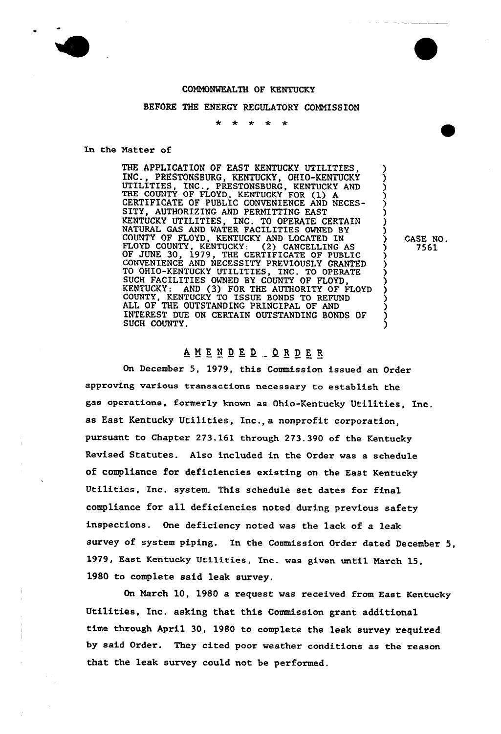COMMONWEALTH OF KENTUCKY

BEFORE THE ENERGY REGULATORY COMMISSION

\* \* \* \* \*

In the Matter of

| | |
|---|---|
| THE APPLICATION OF EAST KENTUCKY UTILITIES, INC., PRESTONSBURG, KENTUCKY, OHIO-KENTUCKY UTILITIES, INC., PRESTONSBURG, KENTUCKY AND THE COUNTY OF FLOYD, KENTUCKY FOR (1) A CERTIFICATE OF PUBLIC CONVENIENCE AND NECESSITY, AUTHORIZING AND PERMITTING EAST KENTUCKY UTILITIES, INC. TO OPERATE CERTAIN NATURAL GAS AND WATER FACILITIES OWNED BY COUNTY OF FLOYD, KENTUCKY AND LOCATED IN FLOYD COUNTY, KENTUCKY: (2) CANCELLING AS OF JUNE 30, 1979, THE CERTIFICATE OF PUBLIC CONVENIENCE AND NECESSITY PREVIOUSLY GRANTED TO OHIO-KENTUCKY UTILITIES, INC. TO OPERATE SUCH FACILITIES OWNED BY COUNTY OF FLOYD, KENTUCKY: AND (3) FOR THE AUTHORITY OF FLOYD COUNTY, KENTUCKY TO ISSUE BONDS TO REFUND ALL OF THE OUTSTANDING PRINCIPAL OF AND INTEREST DUE ON CERTAIN OUTSTANDING BONDS OF SUCH COUNTY. | CASE NO. 7561 |

## AMENDED ORDER

On December 5, 1979, this Commission issued an Order approving various transactions necessary to establish the gas operations, formerly known as Ohio-Kentucky Utilities, Inc. as East Kentucky Utilities, Inc., a nonprofit corporation, pursuant to Chapter 273.161 through 273.390 of the Kentucky Revised Statutes. Also included in the Order was a schedule of compliance for deficiencies existing on the East Kentucky Utilities, Inc. system. This schedule set dates for final compliance for all deficiencies noted during previous safety inspections. One deficiency noted was the lack of a leak survey of system piping. In the Commission Order dated December 5, 1979, East Kentucky Utilities, Inc. was given until March 15, 1980 to complete said leak survey.

On March 10, 1980 a request was received from East Kentucky Utilities, Inc. asking that this Commission grant additional time through April 30, 1980 to complete the leak survey required by said Order. They cited poor weather conditions as the reason that the leak survey could not be performed.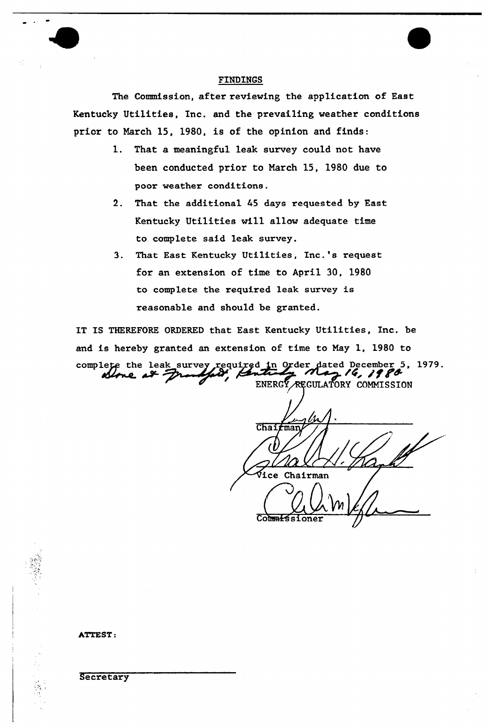## FINDINGS

The Commission, after reviewing the application of East Kentucky Utilities, Inc. and the prevailing weather conditions prior to March 15, 1980, is of the opinion and finds:

1. That a meaningful leak survey could not have been conducted prior to March 15, 1980 due to poor weather conditions.
2. That the additional 45 days requested by East Kentucky Utilities will allow adequate time to complete said leak survey.
3. That East Kentucky Utilities, Inc.'s request for an extension of time to April 30, 1980 to complete the required leak survey is reasonable and should be granted.

IT IS THEREFORE ORDERED that East Kentucky Utilities, Inc. be and is hereby granted an extension of time to May 1, 1980 to complete the leak survey required in Order dated December 5, 1979.

*Done at Frankfort, Kentucky May 16, 1980*

ENERGY REGULATORY COMMISSION

Chairman

Vice Chairman

Commissioner

ATTEST:

Secretary